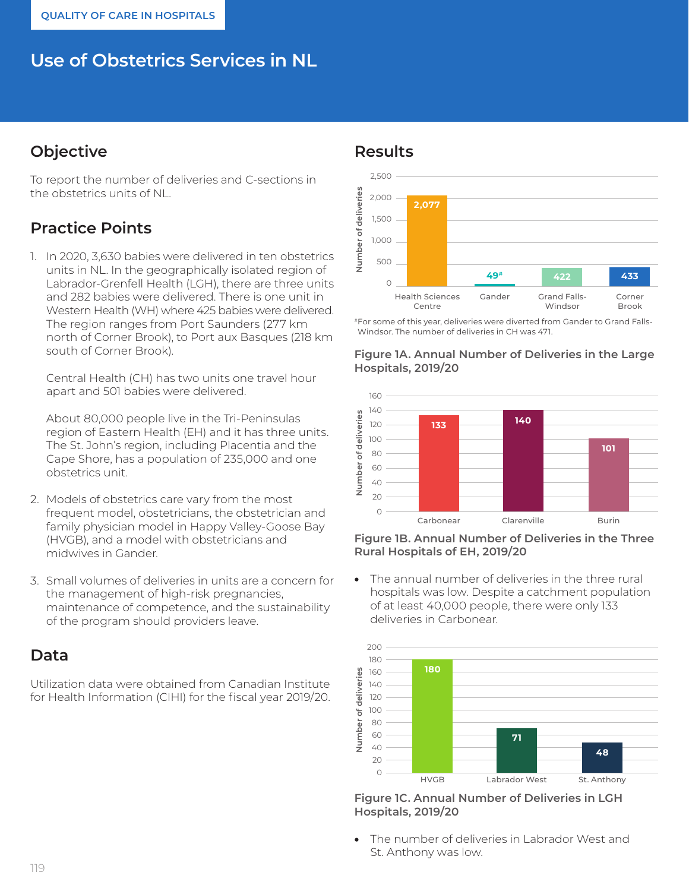QUALITY OF CARE IN HOSPITALS

# Use of Obstetrics Services in NL

## Objective

To report the number of deliveries and C-sections in the obstetrics units of NL.

## Practice Points

1. In 2020, 3,630 babies were delivered in ten obstetrics units in NL. In the geographically isolated region of Labrador-Grenfell Health (LGH), there are three units and 282 babies were delivered. There is one unit in Western Health (WH) where 425 babies were delivered. The region ranges from Port Saunders (277 km north of Corner Brook), to Port aux Basques (218 km south of Corner Brook).

   Central Health (CH) has two units one travel hour apart and 501 babies were delivered.

   About 80,000 people live in the Tri-Peninsulas region of Eastern Health (EH) and it has three units. The St. John's region, including Placentia and the Cape Shore, has a population of 235,000 and one obstetrics unit.

2. Models of obstetrics care vary from the most frequent model, obstetricians, the obstetrician and family physician model in Happy Valley-Goose Bay (HVGB), and a model with obstetricians and midwives in Gander.

3. Small volumes of deliveries in units are a concern for the management of high-risk pregnancies, maintenance of competence, and the sustainability of the program should providers leave.

## Data

Utilization data were obtained from Canadian Institute for Health Information (CIHI) for the fiscal year 2019/20.

## Results

| Hospital | Number of deliveries |
|---|---|
| Health Sciences Centre | 2,077 |
| Gander | 49# |
| Grand Falls-Windsor | 422 |
| Corner Brook | 433 |

#For some of this year, deliveries were diverted from Gander to Grand Falls-Windsor. The number of deliveries in CH was 471.

**Figure 1A. Annual Number of Deliveries in the Large Hospitals, 2019/20**

| Hospital | Number of deliveries |
|---|---|
| Carbonear | 133 |
| Clarenville | 140 |
| Burin | 101 |

**Figure 1B. Annual Number of Deliveries in the Three Rural Hospitals of EH, 2019/20**

- The annual number of deliveries in the three rural hospitals was low. Despite a catchment population of at least 40,000 people, there were only 133 deliveries in Carbonear.

| Hospital | Number of deliveries |
|---|---|
| HVGB | 180 |
| Labrador West | 71 |
| St. Anthony | 48 |

**Figure 1C. Annual Number of Deliveries in LGH Hospitals, 2019/20**

- The number of deliveries in Labrador West and St. Anthony was low.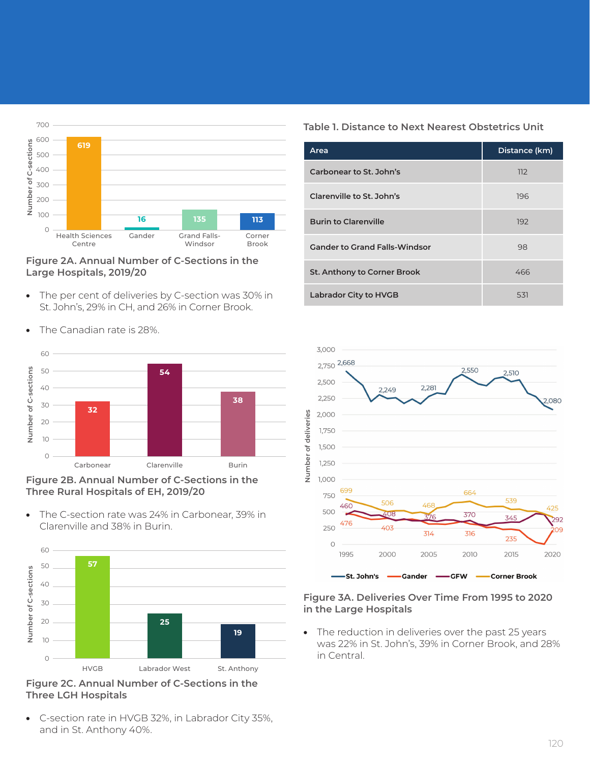Figure 2A. Annual Number of C-Sections in the Large Hospitals, 2019/20

- The per cent of deliveries by C-section was 30% in St. John's, 29% in CH, and 26% in Corner Brook.
- The Canadian rate is 28%.

Figure 2B. Annual Number of C-Sections in the Three Rural Hospitals of EH, 2019/20

- The C-section rate was 24% in Carbonear, 39% in Clarenville and 38% in Burin.

Figure 2C. Annual Number of C-Sections in the Three LGH Hospitals

- C-section rate in HVGB 32%, in Labrador City 35%, and in St. Anthony 40%.

**Table 1. Distance to Next Nearest Obstetrics Unit**

| Area | Distance (km) |
|---|---|
| Carbonear to St. John's | 112 |
| Clarenville to St. John's | 196 |
| Burin to Clarenville | 192 |
| Gander to Grand Falls-Windsor | 98 |
| St. Anthony to Corner Brook | 466 |
| Labrador City to HVGB | 531 |

Figure 3A. Deliveries Over Time From 1995 to 2020 in the Large Hospitals

- The reduction in deliveries over the past 25 years was 22% in St. John's, 39% in Corner Brook, and 28% in Central.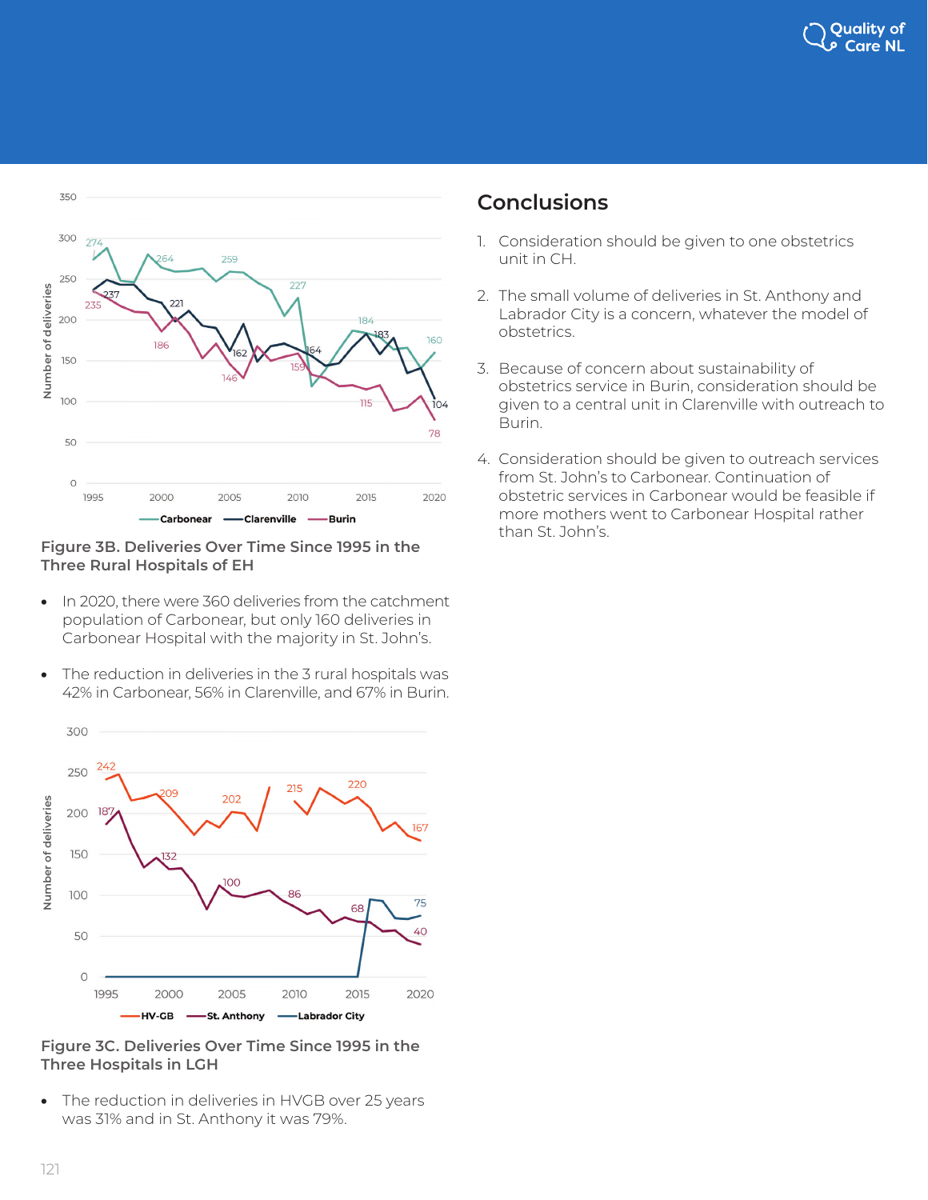350
300
250
200
150
100
50
0

Number of deliveries

274
264
259
227
184
183
160
237
235
221
186
162
146
164
159
115
104
78

1995
2000
2005
2010
2015
2020

Carbonear
Clarenville
Burin

**Figure 3B. Deliveries Over Time Since 1995 in the Three Rural Hospitals of EH**

- In 2020, there were 360 deliveries from the catchment population of Carbonear, but only 160 deliveries in Carbonear Hospital with the majority in St. John's.
- The reduction in deliveries in the 3 rural hospitals was 42% in Carbonear, 56% in Clarenville, and 67% in Burin.

300
250
200
150
100
50
0

Number of deliveries

242
209
202
215
220
167
187
132
100
86
68
75
40

1995
2000
2005
2010
2015
2020

HV-GB
St. Anthony
Labrador City

**Figure 3C. Deliveries Over Time Since 1995 in the Three Hospitals in LGH**

- The reduction in deliveries in HVGB over 25 years was 31% and in St. Anthony it was 79%.

## Conclusions

1. Consideration should be given to one obstetrics unit in CH.
2. The small volume of deliveries in St. Anthony and Labrador City is a concern, whatever the model of obstetrics.
3. Because of concern about sustainability of obstetrics service in Burin, consideration should be given to a central unit in Clarenville with outreach to Burin.
4. Consideration should be given to outreach services from St. John's to Carbonear. Continuation of obstetric services in Carbonear would be feasible if more mothers went to Carbonear Hospital rather than St. John's.